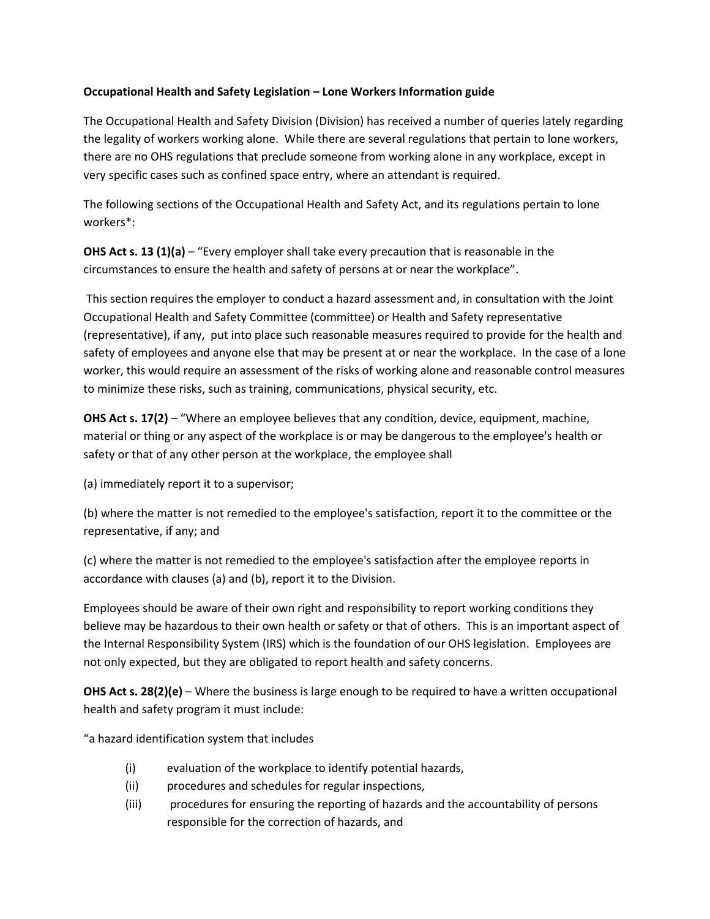**Occupational Health and Safety Legislation – Lone Workers Information guide**

The Occupational Health and Safety Division (Division) has received a number of queries lately regarding the legality of workers working alone. While there are several regulations that pertain to lone workers, there are no OHS regulations that preclude someone from working alone in any workplace, except in very specific cases such as confined space entry, where an attendant is required.

The following sections of the Occupational Health and Safety Act, and its regulations pertain to lone workers*:

**OHS Act s. 13 (1)(a)** – "Every employer shall take every precaution that is reasonable in the circumstances to ensure the health and safety of persons at or near the workplace".

This section requires the employer to conduct a hazard assessment and, in consultation with the Joint Occupational Health and Safety Committee (committee) or Health and Safety representative (representative), if any, put into place such reasonable measures required to provide for the health and safety of employees and anyone else that may be present at or near the workplace. In the case of a lone worker, this would require an assessment of the risks of working alone and reasonable control measures to minimize these risks, such as training, communications, physical security, etc.

**OHS Act s. 17(2)** – "Where an employee believes that any condition, device, equipment, machine, material or thing or any aspect of the workplace is or may be dangerous to the employee's health or safety or that of any other person at the workplace, the employee shall

(a) immediately report it to a supervisor;

(b) where the matter is not remedied to the employee's satisfaction, report it to the committee or the representative, if any; and

(c) where the matter is not remedied to the employee's satisfaction after the employee reports in accordance with clauses (a) and (b), report it to the Division.

Employees should be aware of their own right and responsibility to report working conditions they believe may be hazardous to their own health or safety or that of others. This is an important aspect of the Internal Responsibility System (IRS) which is the foundation of our OHS legislation. Employees are not only expected, but they are obligated to report health and safety concerns.

**OHS Act s. 28(2)(e)** – Where the business is large enough to be required to have a written occupational health and safety program it must include:

"a hazard identification system that includes

(i) evaluation of the workplace to identify potential hazards,

(ii) procedures and schedules for regular inspections,

(iii) procedures for ensuring the reporting of hazards and the accountability of persons responsible for the correction of hazards, and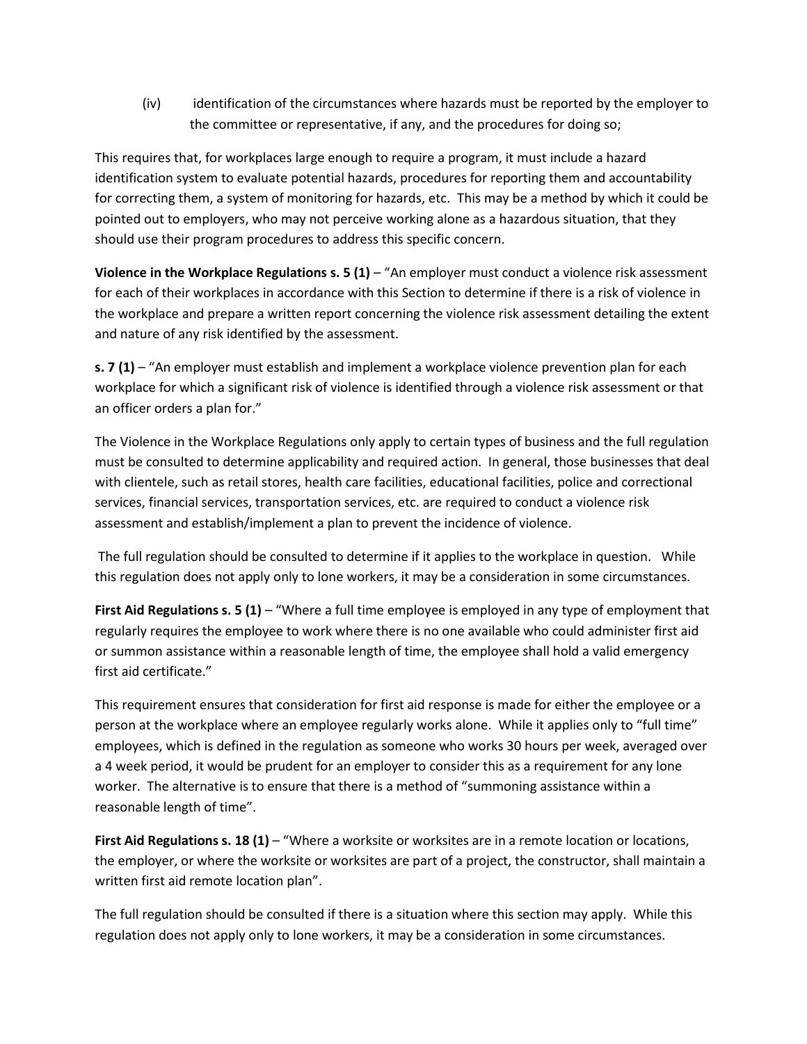(iv) identification of the circumstances where hazards must be reported by the employer to the committee or representative, if any, and the procedures for doing so;

This requires that, for workplaces large enough to require a program, it must include a hazard identification system to evaluate potential hazards, procedures for reporting them and accountability for correcting them, a system of monitoring for hazards, etc. This may be a method by which it could be pointed out to employers, who may not perceive working alone as a hazardous situation, that they should use their program procedures to address this specific concern.

**Violence in the Workplace Regulations s. 5 (1)** – "An employer must conduct a violence risk assessment for each of their workplaces in accordance with this Section to determine if there is a risk of violence in the workplace and prepare a written report concerning the violence risk assessment detailing the extent and nature of any risk identified by the assessment.

**s. 7 (1)** – "An employer must establish and implement a workplace violence prevention plan for each workplace for which a significant risk of violence is identified through a violence risk assessment or that an officer orders a plan for."

The Violence in the Workplace Regulations only apply to certain types of business and the full regulation must be consulted to determine applicability and required action. In general, those businesses that deal with clientele, such as retail stores, health care facilities, educational facilities, police and correctional services, financial services, transportation services, etc. are required to conduct a violence risk assessment and establish/implement a plan to prevent the incidence of violence.

The full regulation should be consulted to determine if it applies to the workplace in question. While this regulation does not apply only to lone workers, it may be a consideration in some circumstances.

**First Aid Regulations s. 5 (1)** – "Where a full time employee is employed in any type of employment that regularly requires the employee to work where there is no one available who could administer first aid or summon assistance within a reasonable length of time, the employee shall hold a valid emergency first aid certificate."

This requirement ensures that consideration for first aid response is made for either the employee or a person at the workplace where an employee regularly works alone. While it applies only to "full time" employees, which is defined in the regulation as someone who works 30 hours per week, averaged over a 4 week period, it would be prudent for an employer to consider this as a requirement for any lone worker. The alternative is to ensure that there is a method of "summoning assistance within a reasonable length of time".

**First Aid Regulations s. 18 (1)** – "Where a worksite or worksites are in a remote location or locations, the employer, or where the worksite or worksites are part of a project, the constructor, shall maintain a written first aid remote location plan".

The full regulation should be consulted if there is a situation where this section may apply. While this regulation does not apply only to lone workers, it may be a consideration in some circumstances.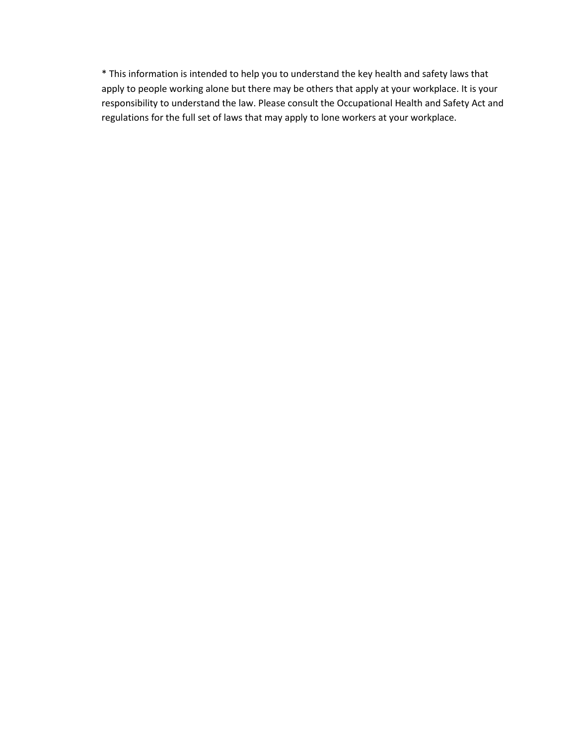* This information is intended to help you to understand the key health and safety laws that apply to people working alone but there may be others that apply at your workplace. It is your responsibility to understand the law. Please consult the Occupational Health and Safety Act and regulations for the full set of laws that may apply to lone workers at your workplace.